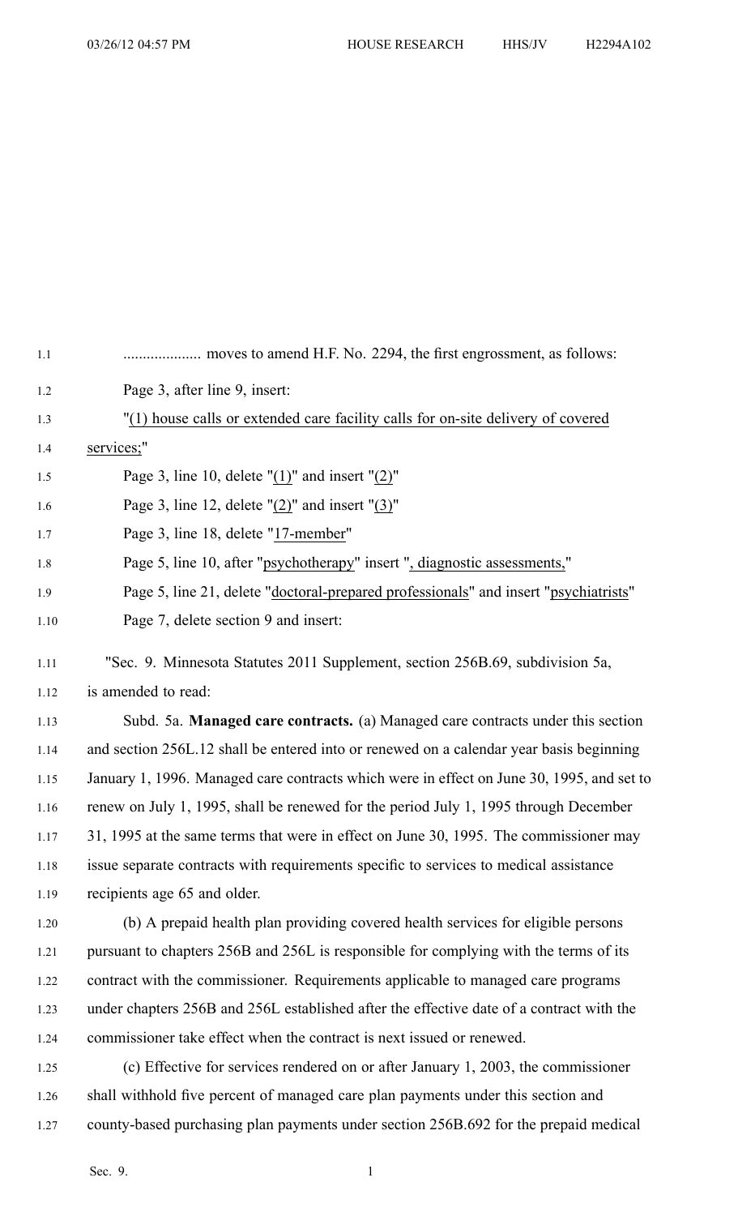.................... moves to amend H.F. No. 2294, the first engrossment, as follows:

Page 3, after line 9, insert:

"(1) house calls or extended care facility calls for on-site delivery of covered services;"

Page 3, line 10, delete "(1)" and insert "(2)"

Page 3, line 12, delete "(2)" and insert "(3)"

Page 3, line 18, delete "17-member"

Page 5, line 10, after "psychotherapy" insert ", diagnostic assessments,"

Page 5, line 21, delete "doctoral-prepared professionals" and insert "psychiatrists"

Page 7, delete section 9 and insert:

"Sec. 9. Minnesota Statutes 2011 Supplement, section 256B.69, subdivision 5a, is amended to read:

Subd. 5a. **Managed care contracts.** (a) Managed care contracts under this section and section 256L.12 shall be entered into or renewed on a calendar year basis beginning January 1, 1996. Managed care contracts which were in effect on June 30, 1995, and set to renew on July 1, 1995, shall be renewed for the period July 1, 1995 through December 31, 1995 at the same terms that were in effect on June 30, 1995. The commissioner may issue separate contracts with requirements specific to services to medical assistance recipients age 65 and older.

(b) A prepaid health plan providing covered health services for eligible persons pursuant to chapters 256B and 256L is responsible for complying with the terms of its contract with the commissioner. Requirements applicable to managed care programs under chapters 256B and 256L established after the effective date of a contract with the commissioner take effect when the contract is next issued or renewed.

(c) Effective for services rendered on or after January 1, 2003, the commissioner shall withhold five percent of managed care plan payments under this section and county-based purchasing plan payments under section 256B.692 for the prepaid medical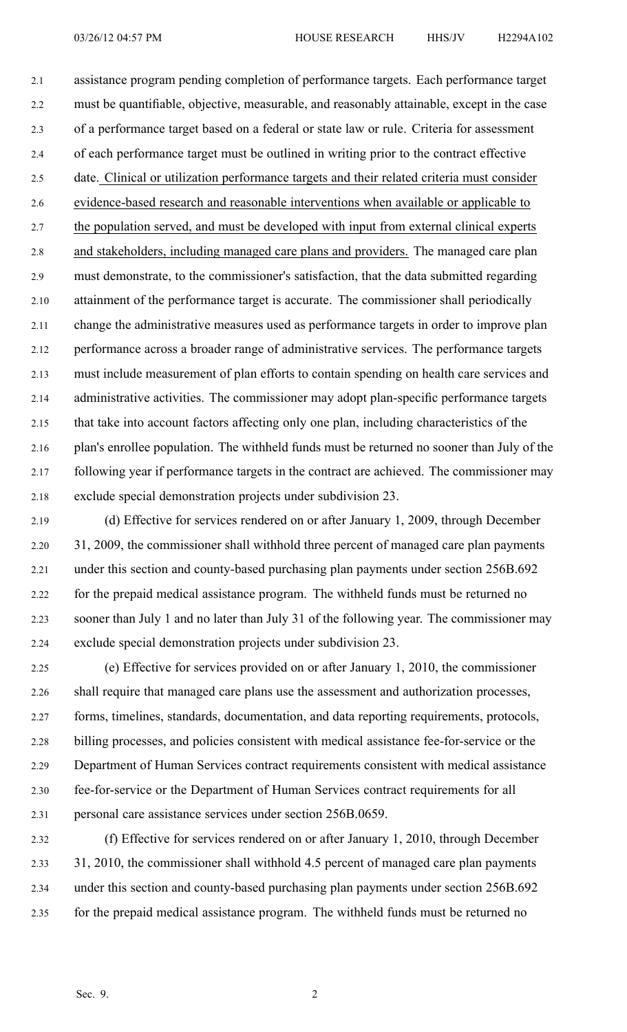assistance program pending completion of performance targets. Each performance target must be quantifiable, objective, measurable, and reasonably attainable, except in the case of a performance target based on a federal or state law or rule. Criteria for assessment of each performance target must be outlined in writing prior to the contract effective date. Clinical or utilization performance targets and their related criteria must consider evidence-based research and reasonable interventions when available or applicable to the population served, and must be developed with input from external clinical experts and stakeholders, including managed care plans and providers. The managed care plan must demonstrate, to the commissioner's satisfaction, that the data submitted regarding attainment of the performance target is accurate. The commissioner shall periodically change the administrative measures used as performance targets in order to improve plan performance across a broader range of administrative services. The performance targets must include measurement of plan efforts to contain spending on health care services and administrative activities. The commissioner may adopt plan-specific performance targets that take into account factors affecting only one plan, including characteristics of the plan's enrollee population. The withheld funds must be returned no sooner than July of the following year if performance targets in the contract are achieved. The commissioner may exclude special demonstration projects under subdivision 23.

(d) Effective for services rendered on or after January 1, 2009, through December 31, 2009, the commissioner shall withhold three percent of managed care plan payments under this section and county-based purchasing plan payments under section 256B.692 for the prepaid medical assistance program. The withheld funds must be returned no sooner than July 1 and no later than July 31 of the following year. The commissioner may exclude special demonstration projects under subdivision 23.

(e) Effective for services provided on or after January 1, 2010, the commissioner shall require that managed care plans use the assessment and authorization processes, forms, timelines, standards, documentation, and data reporting requirements, protocols, billing processes, and policies consistent with medical assistance fee-for-service or the Department of Human Services contract requirements consistent with medical assistance fee-for-service or the Department of Human Services contract requirements for all personal care assistance services under section 256B.0659.

(f) Effective for services rendered on or after January 1, 2010, through December 31, 2010, the commissioner shall withhold 4.5 percent of managed care plan payments under this section and county-based purchasing plan payments under section 256B.692 for the prepaid medical assistance program. The withheld funds must be returned no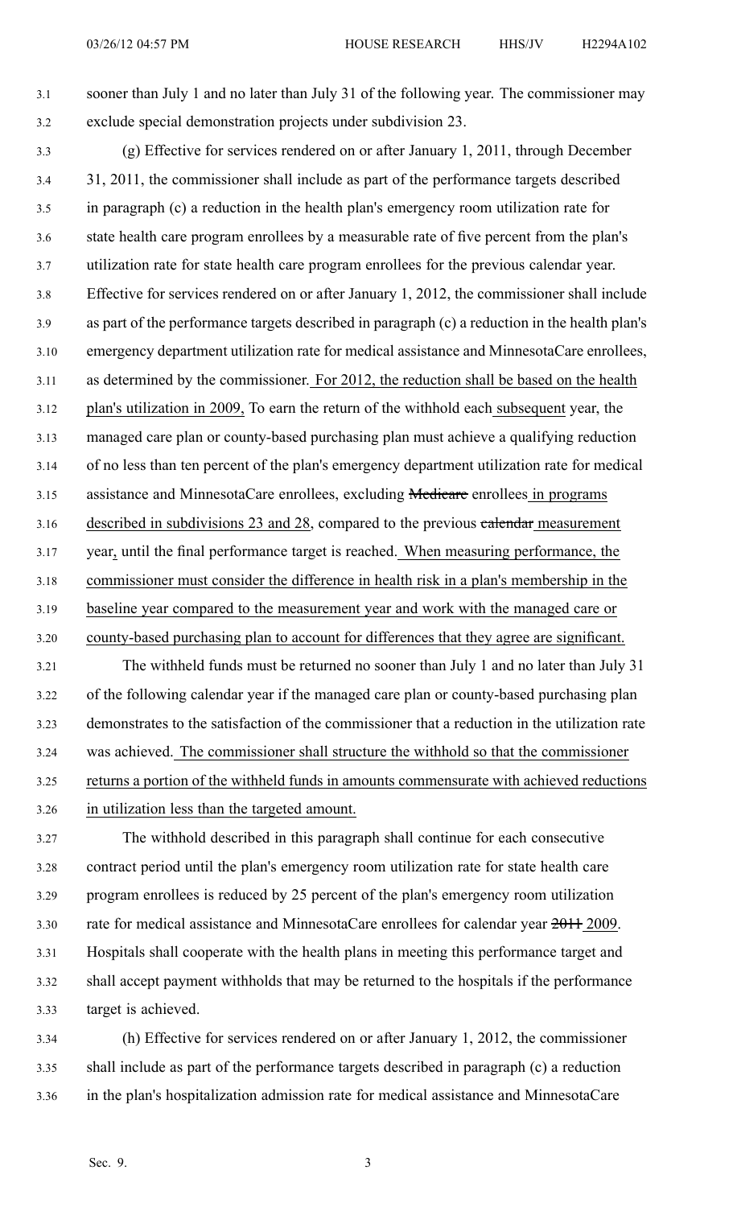sooner than July 1 and no later than July 31 of the following year. The commissioner may exclude special demonstration projects under subdivision 23.

(g) Effective for services rendered on or after January 1, 2011, through December 31, 2011, the commissioner shall include as part of the performance targets described in paragraph (c) a reduction in the health plan's emergency room utilization rate for state health care program enrollees by a measurable rate of five percent from the plan's utilization rate for state health care program enrollees for the previous calendar year. Effective for services rendered on or after January 1, 2012, the commissioner shall include as part of the performance targets described in paragraph (c) a reduction in the health plan's emergency department utilization rate for medical assistance and MinnesotaCare enrollees, as determined by the commissioner. For 2012, the reduction shall be based on the health plan's utilization in 2009. To earn the return of the withhold each subsequent year, the managed care plan or county-based purchasing plan must achieve a qualifying reduction of no less than ten percent of the plan's emergency department utilization rate for medical assistance and MinnesotaCare enrollees, excluding ~~Medicare~~ enrollees in programs described in subdivisions 23 and 28, compared to the previous ~~calendar~~ measurement year, until the final performance target is reached. When measuring performance, the commissioner must consider the difference in health risk in a plan's membership in the baseline year compared to the measurement year and work with the managed care or county-based purchasing plan to account for differences that they agree are significant.

The withheld funds must be returned no sooner than July 1 and no later than July 31 of the following calendar year if the managed care plan or county-based purchasing plan demonstrates to the satisfaction of the commissioner that a reduction in the utilization rate was achieved. The commissioner shall structure the withhold so that the commissioner returns a portion of the withheld funds in amounts commensurate with achieved reductions in utilization less than the targeted amount.

The withhold described in this paragraph shall continue for each consecutive contract period until the plan's emergency room utilization rate for state health care program enrollees is reduced by 25 percent of the plan's emergency room utilization rate for medical assistance and MinnesotaCare enrollees for calendar year ~~2011~~ 2009. Hospitals shall cooperate with the health plans in meeting this performance target and shall accept payment withholds that may be returned to the hospitals if the performance target is achieved.

(h) Effective for services rendered on or after January 1, 2012, the commissioner shall include as part of the performance targets described in paragraph (c) a reduction in the plan's hospitalization admission rate for medical assistance and MinnesotaCare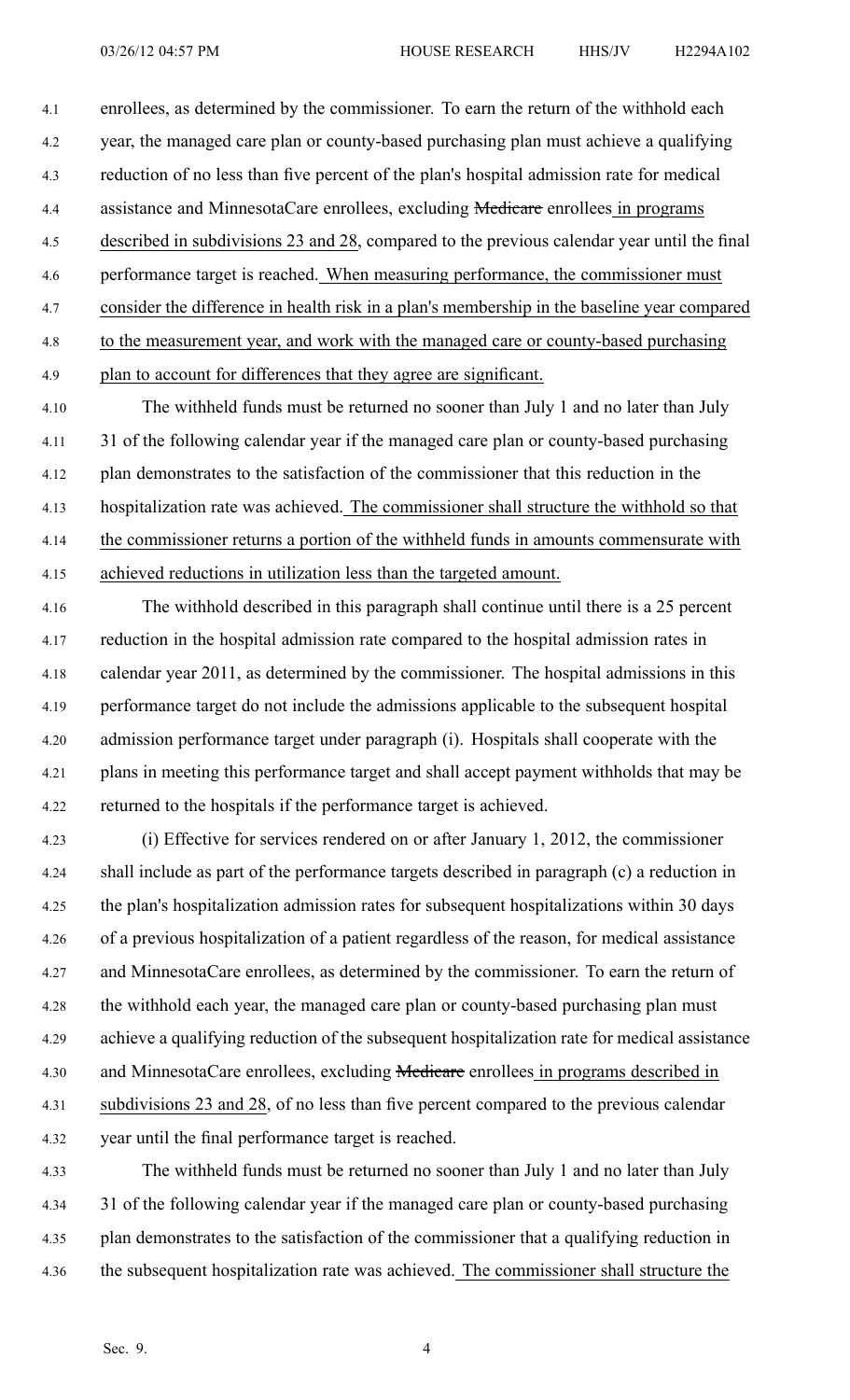enrollees, as determined by the commissioner. To earn the return of the withhold each year, the managed care plan or county-based purchasing plan must achieve a qualifying reduction of no less than five percent of the plan's hospital admission rate for medical assistance and MinnesotaCare enrollees, excluding ~~Medicare~~ enrollees in programs described in subdivisions 23 and 28, compared to the previous calendar year until the final performance target is reached. When measuring performance, the commissioner must consider the difference in health risk in a plan's membership in the baseline year compared to the measurement year, and work with the managed care or county-based purchasing plan to account for differences that they agree are significant.

The withheld funds must be returned no sooner than July 1 and no later than July 31 of the following calendar year if the managed care plan or county-based purchasing plan demonstrates to the satisfaction of the commissioner that this reduction in the hospitalization rate was achieved. The commissioner shall structure the withhold so that the commissioner returns a portion of the withheld funds in amounts commensurate with achieved reductions in utilization less than the targeted amount.

The withhold described in this paragraph shall continue until there is a 25 percent reduction in the hospital admission rate compared to the hospital admission rates in calendar year 2011, as determined by the commissioner. The hospital admissions in this performance target do not include the admissions applicable to the subsequent hospital admission performance target under paragraph (i). Hospitals shall cooperate with the plans in meeting this performance target and shall accept payment withholds that may be returned to the hospitals if the performance target is achieved.

(i) Effective for services rendered on or after January 1, 2012, the commissioner shall include as part of the performance targets described in paragraph (c) a reduction in the plan's hospitalization admission rates for subsequent hospitalizations within 30 days of a previous hospitalization of a patient regardless of the reason, for medical assistance and MinnesotaCare enrollees, as determined by the commissioner. To earn the return of the withhold each year, the managed care plan or county-based purchasing plan must achieve a qualifying reduction of the subsequent hospitalization rate for medical assistance and MinnesotaCare enrollees, excluding ~~Medicare~~ enrollees in programs described in subdivisions 23 and 28, of no less than five percent compared to the previous calendar year until the final performance target is reached.

The withheld funds must be returned no sooner than July 1 and no later than July 31 of the following calendar year if the managed care plan or county-based purchasing plan demonstrates to the satisfaction of the commissioner that a qualifying reduction in the subsequent hospitalization rate was achieved. The commissioner shall structure the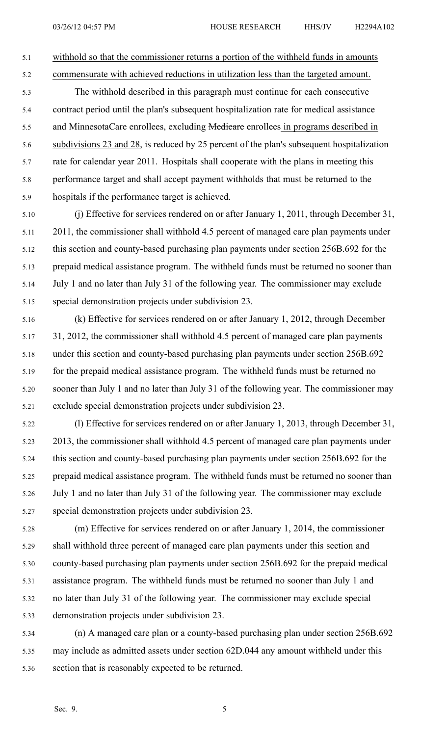withhold so that the commissioner returns a portion of the withheld funds in amounts commensurate with achieved reductions in utilization less than the targeted amount.

The withhold described in this paragraph must continue for each consecutive contract period until the plan's subsequent hospitalization rate for medical assistance and MinnesotaCare enrollees, excluding ~~Medicare~~ enrollees in programs described in subdivisions 23 and 28, is reduced by 25 percent of the plan's subsequent hospitalization rate for calendar year 2011. Hospitals shall cooperate with the plans in meeting this performance target and shall accept payment withholds that must be returned to the hospitals if the performance target is achieved.

(j) Effective for services rendered on or after January 1, 2011, through December 31, 2011, the commissioner shall withhold 4.5 percent of managed care plan payments under this section and county-based purchasing plan payments under section 256B.692 for the prepaid medical assistance program. The withheld funds must be returned no sooner than July 1 and no later than July 31 of the following year. The commissioner may exclude special demonstration projects under subdivision 23.

(k) Effective for services rendered on or after January 1, 2012, through December 31, 2012, the commissioner shall withhold 4.5 percent of managed care plan payments under this section and county-based purchasing plan payments under section 256B.692 for the prepaid medical assistance program. The withheld funds must be returned no sooner than July 1 and no later than July 31 of the following year. The commissioner may exclude special demonstration projects under subdivision 23.

(l) Effective for services rendered on or after January 1, 2013, through December 31, 2013, the commissioner shall withhold 4.5 percent of managed care plan payments under this section and county-based purchasing plan payments under section 256B.692 for the prepaid medical assistance program. The withheld funds must be returned no sooner than July 1 and no later than July 31 of the following year. The commissioner may exclude special demonstration projects under subdivision 23.

(m) Effective for services rendered on or after January 1, 2014, the commissioner shall withhold three percent of managed care plan payments under this section and county-based purchasing plan payments under section 256B.692 for the prepaid medical assistance program. The withheld funds must be returned no sooner than July 1 and no later than July 31 of the following year. The commissioner may exclude special demonstration projects under subdivision 23.

(n) A managed care plan or a county-based purchasing plan under section 256B.692 may include as admitted assets under section 62D.044 any amount withheld under this section that is reasonably expected to be returned.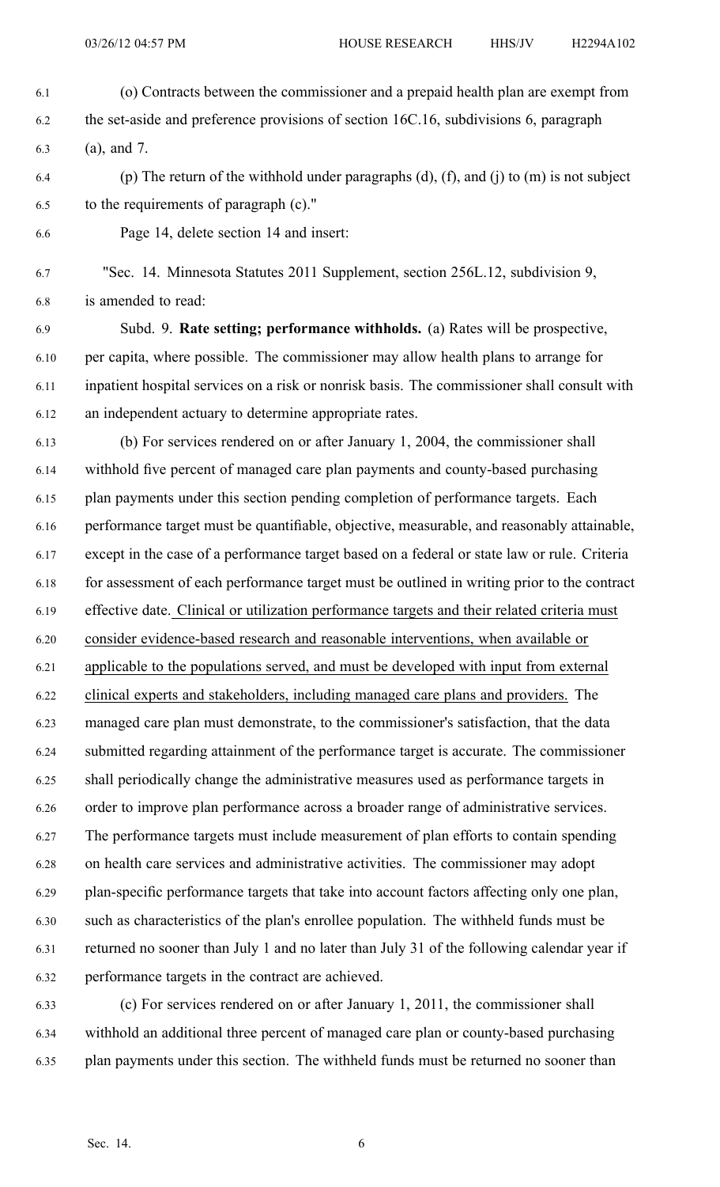(o) Contracts between the commissioner and a prepaid health plan are exempt from the set-aside and preference provisions of section 16C.16, subdivisions 6, paragraph (a), and 7.

(p) The return of the withhold under paragraphs (d), (f), and (j) to (m) is not subject to the requirements of paragraph (c)."

Page 14, delete section 14 and insert:

"Sec. 14. Minnesota Statutes 2011 Supplement, section 256L.12, subdivision 9, is amended to read:

Subd. 9. **Rate setting; performance withholds.** (a) Rates will be prospective, per capita, where possible. The commissioner may allow health plans to arrange for inpatient hospital services on a risk or nonrisk basis. The commissioner shall consult with an independent actuary to determine appropriate rates.

(b) For services rendered on or after January 1, 2004, the commissioner shall withhold five percent of managed care plan payments and county-based purchasing plan payments under this section pending completion of performance targets. Each performance target must be quantifiable, objective, measurable, and reasonably attainable, except in the case of a performance target based on a federal or state law or rule. Criteria for assessment of each performance target must be outlined in writing prior to the contract effective date. Clinical or utilization performance targets and their related criteria must consider evidence-based research and reasonable interventions, when available or applicable to the populations served, and must be developed with input from external clinical experts and stakeholders, including managed care plans and providers. The managed care plan must demonstrate, to the commissioner's satisfaction, that the data submitted regarding attainment of the performance target is accurate. The commissioner shall periodically change the administrative measures used as performance targets in order to improve plan performance across a broader range of administrative services. The performance targets must include measurement of plan efforts to contain spending on health care services and administrative activities. The commissioner may adopt plan-specific performance targets that take into account factors affecting only one plan, such as characteristics of the plan's enrollee population. The withheld funds must be returned no sooner than July 1 and no later than July 31 of the following calendar year if performance targets in the contract are achieved.

(c) For services rendered on or after January 1, 2011, the commissioner shall withhold an additional three percent of managed care plan or county-based purchasing plan payments under this section. The withheld funds must be returned no sooner than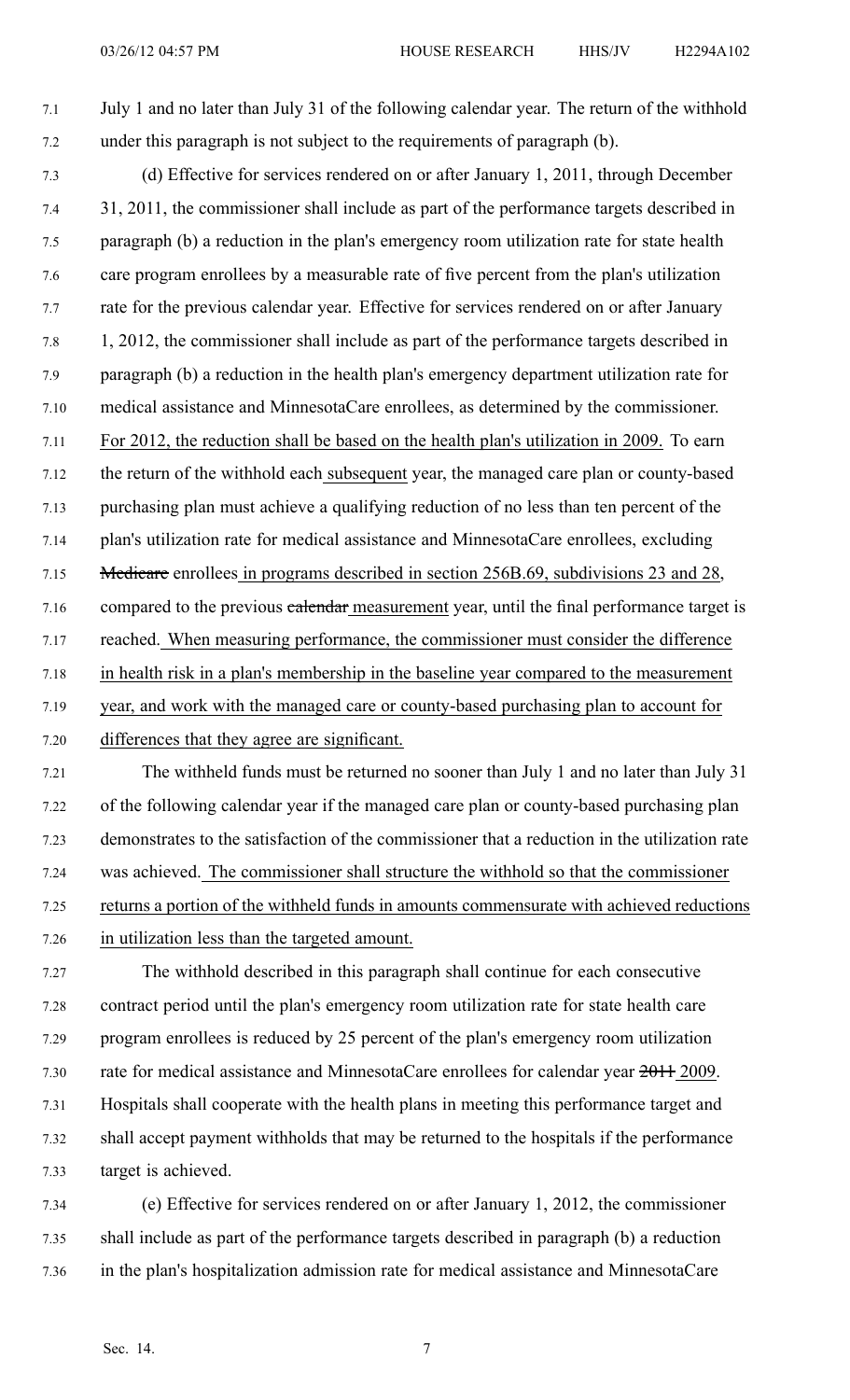July 1 and no later than July 31 of the following calendar year. The return of the withhold under this paragraph is not subject to the requirements of paragraph (b).

(d) Effective for services rendered on or after January 1, 2011, through December 31, 2011, the commissioner shall include as part of the performance targets described in paragraph (b) a reduction in the plan's emergency room utilization rate for state health care program enrollees by a measurable rate of five percent from the plan's utilization rate for the previous calendar year. Effective for services rendered on or after January 1, 2012, the commissioner shall include as part of the performance targets described in paragraph (b) a reduction in the health plan's emergency department utilization rate for medical assistance and MinnesotaCare enrollees, as determined by the commissioner. For 2012, the reduction shall be based on the health plan's utilization in 2009. To earn the return of the withhold each subsequent year, the managed care plan or county-based purchasing plan must achieve a qualifying reduction of no less than ten percent of the plan's utilization rate for medical assistance and MinnesotaCare enrollees, excluding ~~Medicare~~ enrollees in programs described in section 256B.69, subdivisions 23 and 28, compared to the previous ~~calendar~~ measurement year, until the final performance target is reached. When measuring performance, the commissioner must consider the difference in health risk in a plan's membership in the baseline year compared to the measurement year, and work with the managed care or county-based purchasing plan to account for differences that they agree are significant.

The withheld funds must be returned no sooner than July 1 and no later than July 31 of the following calendar year if the managed care plan or county-based purchasing plan demonstrates to the satisfaction of the commissioner that a reduction in the utilization rate was achieved. The commissioner shall structure the withhold so that the commissioner returns a portion of the withheld funds in amounts commensurate with achieved reductions in utilization less than the targeted amount.

The withhold described in this paragraph shall continue for each consecutive contract period until the plan's emergency room utilization rate for state health care program enrollees is reduced by 25 percent of the plan's emergency room utilization rate for medical assistance and MinnesotaCare enrollees for calendar year ~~2011~~ 2009. Hospitals shall cooperate with the health plans in meeting this performance target and shall accept payment withholds that may be returned to the hospitals if the performance target is achieved.

(e) Effective for services rendered on or after January 1, 2012, the commissioner shall include as part of the performance targets described in paragraph (b) a reduction in the plan's hospitalization admission rate for medical assistance and MinnesotaCare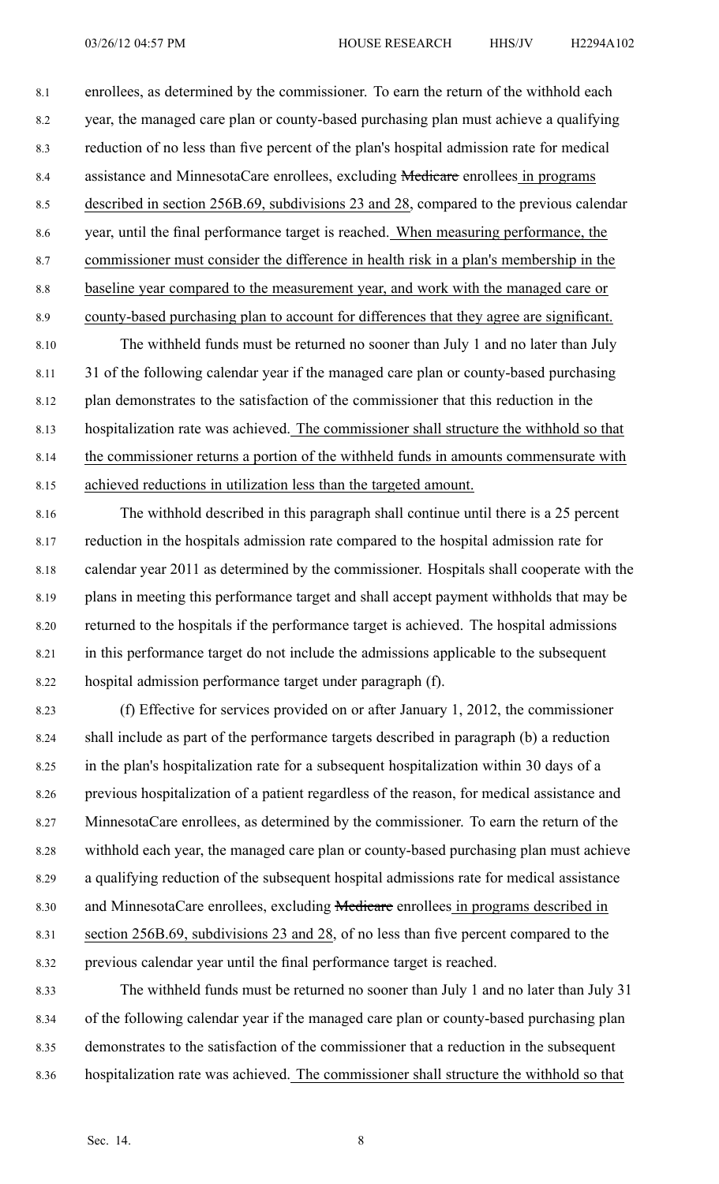enrollees, as determined by the commissioner. To earn the return of the withhold each year, the managed care plan or county-based purchasing plan must achieve a qualifying reduction of no less than five percent of the plan's hospital admission rate for medical assistance and MinnesotaCare enrollees, excluding ~~Medicare~~ enrollees in programs described in section 256B.69, subdivisions 23 and 28, compared to the previous calendar year, until the final performance target is reached. When measuring performance, the commissioner must consider the difference in health risk in a plan's membership in the baseline year compared to the measurement year, and work with the managed care or county-based purchasing plan to account for differences that they agree are significant.

The withheld funds must be returned no sooner than July 1 and no later than July 31 of the following calendar year if the managed care plan or county-based purchasing plan demonstrates to the satisfaction of the commissioner that this reduction in the hospitalization rate was achieved. The commissioner shall structure the withhold so that the commissioner returns a portion of the withheld funds in amounts commensurate with achieved reductions in utilization less than the targeted amount.

The withhold described in this paragraph shall continue until there is a 25 percent reduction in the hospitals admission rate compared to the hospital admission rate for calendar year 2011 as determined by the commissioner. Hospitals shall cooperate with the plans in meeting this performance target and shall accept payment withholds that may be returned to the hospitals if the performance target is achieved. The hospital admissions in this performance target do not include the admissions applicable to the subsequent hospital admission performance target under paragraph (f).

(f) Effective for services provided on or after January 1, 2012, the commissioner shall include as part of the performance targets described in paragraph (b) a reduction in the plan's hospitalization rate for a subsequent hospitalization within 30 days of a previous hospitalization of a patient regardless of the reason, for medical assistance and MinnesotaCare enrollees, as determined by the commissioner. To earn the return of the withhold each year, the managed care plan or county-based purchasing plan must achieve a qualifying reduction of the subsequent hospital admissions rate for medical assistance and MinnesotaCare enrollees, excluding ~~Medicare~~ enrollees in programs described in section 256B.69, subdivisions 23 and 28, of no less than five percent compared to the previous calendar year until the final performance target is reached.

The withheld funds must be returned no sooner than July 1 and no later than July 31 of the following calendar year if the managed care plan or county-based purchasing plan demonstrates to the satisfaction of the commissioner that a reduction in the subsequent hospitalization rate was achieved. The commissioner shall structure the withhold so that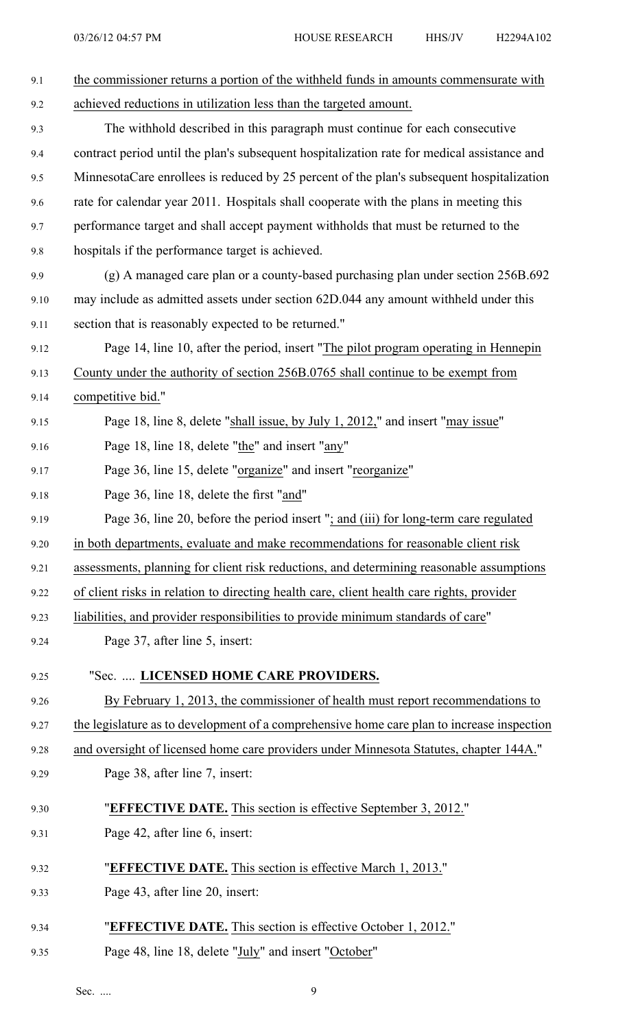the commissioner returns a portion of the withheld funds in amounts commensurate with achieved reductions in utilization less than the targeted amount.

The withhold described in this paragraph must continue for each consecutive contract period until the plan's subsequent hospitalization rate for medical assistance and MinnesotaCare enrollees is reduced by 25 percent of the plan's subsequent hospitalization rate for calendar year 2011. Hospitals shall cooperate with the plans in meeting this performance target and shall accept payment withholds that must be returned to the hospitals if the performance target is achieved.

(g) A managed care plan or a county-based purchasing plan under section 256B.692 may include as admitted assets under section 62D.044 any amount withheld under this section that is reasonably expected to be returned."

Page 14, line 10, after the period, insert "The pilot program operating in Hennepin County under the authority of section 256B.0765 shall continue to be exempt from competitive bid."

Page 18, line 8, delete "shall issue, by July 1, 2012," and insert "may issue"

Page 18, line 18, delete "the" and insert "any"

Page 36, line 15, delete "organize" and insert "reorganize"

Page 36, line 18, delete the first "and"

Page 36, line 20, before the period insert "; and (iii) for long-term care regulated in both departments, evaluate and make recommendations for reasonable client risk assessments, planning for client risk reductions, and determining reasonable assumptions of client risks in relation to directing health care, client health care rights, provider liabilities, and provider responsibilities to provide minimum standards of care"

Page 37, after line 5, insert:

"Sec. .... **LICENSED HOME CARE PROVIDERS.**

By February 1, 2013, the commissioner of health must report recommendations to the legislature as to development of a comprehensive home care plan to increase inspection and oversight of licensed home care providers under Minnesota Statutes, chapter 144A."

Page 38, after line 7, insert:

"**EFFECTIVE DATE.** This section is effective September 3, 2012."

Page 42, after line 6, insert:

"**EFFECTIVE DATE.** This section is effective March 1, 2013."

Page 43, after line 20, insert:

"**EFFECTIVE DATE.** This section is effective October 1, 2012."

Page 48, line 18, delete "July" and insert "October"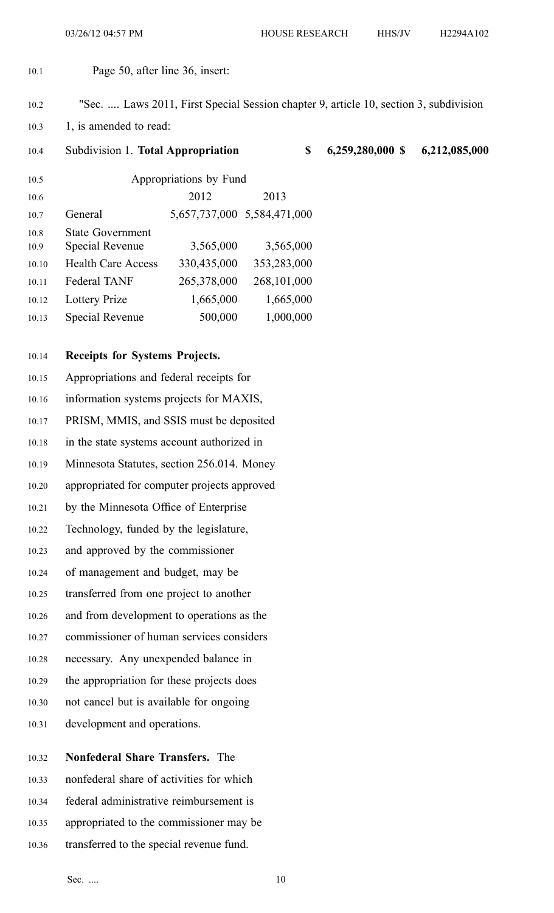Page 50, after line 36, insert:

"Sec. .... Laws 2011, First Special Session chapter 9, article 10, section 3, subdivision 1, is amended to read:

| Subdivision 1. **Total Appropriation** | | | $ | 6,259,280,000 $ | 6,212,085,000 |
|---|---|---|---|---|---|

| Appropriations by Fund | | |
|---|---|---|
| | 2012 | 2013 |
| General | 5,657,737,000 | 5,584,471,000 |
| State Government Special Revenue | 3,565,000 | 3,565,000 |
| Health Care Access | 330,435,000 | 353,283,000 |
| Federal TANF | 265,378,000 | 268,101,000 |
| Lottery Prize | 1,665,000 | 1,665,000 |
| Special Revenue | 500,000 | 1,000,000 |

**Receipts for Systems Projects.** Appropriations and federal receipts for information systems projects for MAXIS, PRISM, MMIS, and SSIS must be deposited in the state systems account authorized in Minnesota Statutes, section 256.014. Money appropriated for computer projects approved by the Minnesota Office of Enterprise Technology, funded by the legislature, and approved by the commissioner of management and budget, may be transferred from one project to another and from development to operations as the commissioner of human services considers necessary. Any unexpended balance in the appropriation for these projects does not cancel but is available for ongoing development and operations.

**Nonfederal Share Transfers.** The nonfederal share of activities for which federal administrative reimbursement is appropriated to the commissioner may be transferred to the special revenue fund.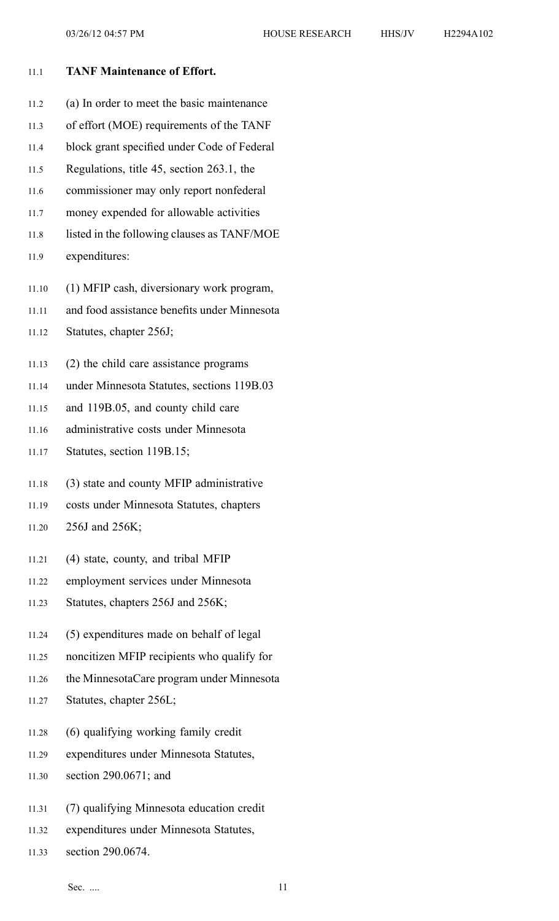**TANF Maintenance of Effort.**

(a) In order to meet the basic maintenance of effort (MOE) requirements of the TANF block grant specified under Code of Federal Regulations, title 45, section 263.1, the commissioner may only report nonfederal money expended for allowable activities listed in the following clauses as TANF/MOE expenditures:

(1) MFIP cash, diversionary work program, and food assistance benefits under Minnesota Statutes, chapter 256J;

(2) the child care assistance programs under Minnesota Statutes, sections 119B.03 and 119B.05, and county child care administrative costs under Minnesota Statutes, section 119B.15;

(3) state and county MFIP administrative costs under Minnesota Statutes, chapters 256J and 256K;

(4) state, county, and tribal MFIP employment services under Minnesota Statutes, chapters 256J and 256K;

(5) expenditures made on behalf of legal noncitizen MFIP recipients who qualify for the MinnesotaCare program under Minnesota Statutes, chapter 256L;

(6) qualifying working family credit expenditures under Minnesota Statutes, section 290.0671; and

(7) qualifying Minnesota education credit expenditures under Minnesota Statutes, section 290.0674.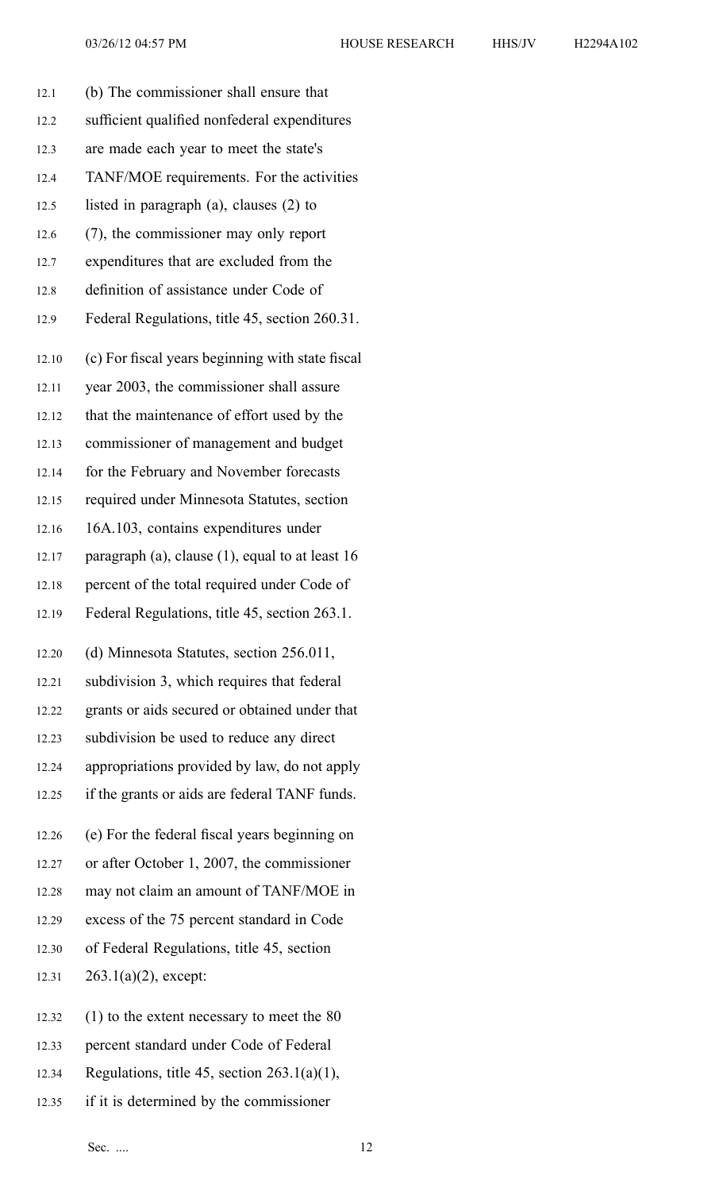(b) The commissioner shall ensure that sufficient qualified nonfederal expenditures are made each year to meet the state's TANF/MOE requirements. For the activities listed in paragraph (a), clauses (2) to (7), the commissioner may only report expenditures that are excluded from the definition of assistance under Code of Federal Regulations, title 45, section 260.31.

(c) For fiscal years beginning with state fiscal year 2003, the commissioner shall assure that the maintenance of effort used by the commissioner of management and budget for the February and November forecasts required under Minnesota Statutes, section 16A.103, contains expenditures under paragraph (a), clause (1), equal to at least 16 percent of the total required under Code of Federal Regulations, title 45, section 263.1.

(d) Minnesota Statutes, section 256.011, subdivision 3, which requires that federal grants or aids secured or obtained under that subdivision be used to reduce any direct appropriations provided by law, do not apply if the grants or aids are federal TANF funds.

(e) For the federal fiscal years beginning on or after October 1, 2007, the commissioner may not claim an amount of TANF/MOE in excess of the 75 percent standard in Code of Federal Regulations, title 45, section 263.1(a)(2), except:

(1) to the extent necessary to meet the 80 percent standard under Code of Federal Regulations, title 45, section 263.1(a)(1), if it is determined by the commissioner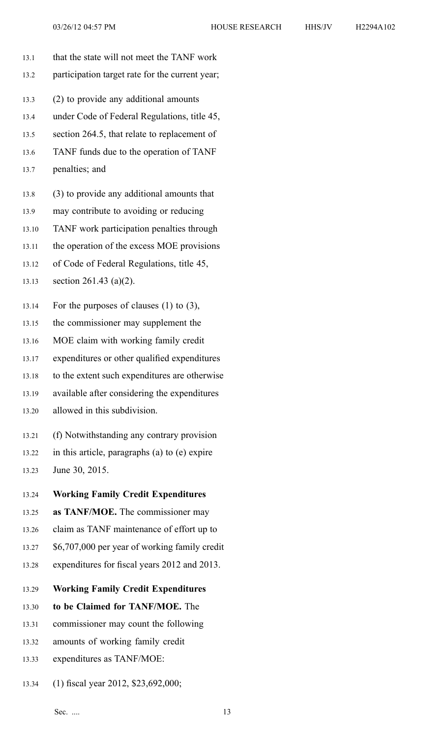that the state will not meet the TANF work participation target rate for the current year;

(2) to provide any additional amounts under Code of Federal Regulations, title 45, section 264.5, that relate to replacement of TANF funds due to the operation of TANF penalties; and

(3) to provide any additional amounts that may contribute to avoiding or reducing TANF work participation penalties through the operation of the excess MOE provisions of Code of Federal Regulations, title 45, section 261.43 (a)(2).

For the purposes of clauses (1) to (3), the commissioner may supplement the MOE claim with working family credit expenditures or other qualified expenditures to the extent such expenditures are otherwise available after considering the expenditures allowed in this subdivision.

(f) Notwithstanding any contrary provision in this article, paragraphs (a) to (e) expire June 30, 2015.

**Working Family Credit Expenditures as TANF/MOE.** The commissioner may claim as TANF maintenance of effort up to $6,707,000 per year of working family credit expenditures for fiscal years 2012 and 2013.

**Working Family Credit Expenditures to be Claimed for TANF/MOE.** The commissioner may count the following amounts of working family credit expenditures as TANF/MOE:

(1) fiscal year 2012, $23,692,000;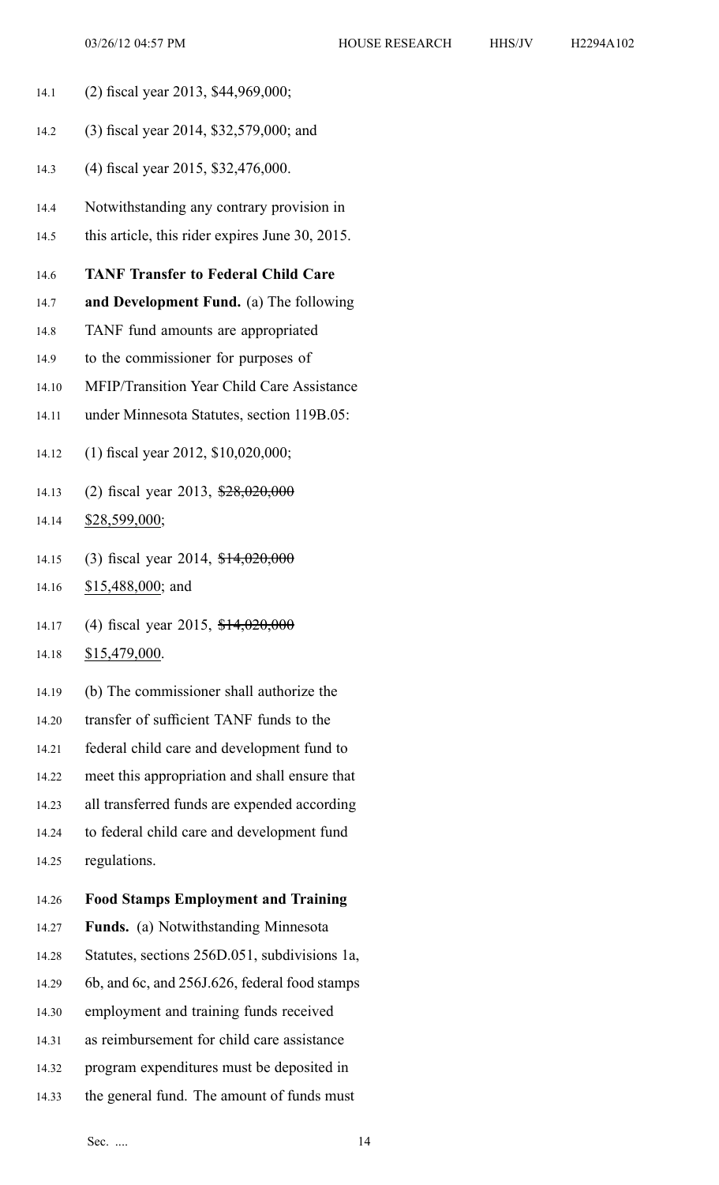(2) fiscal year 2013, $44,969,000;

(3) fiscal year 2014, $32,579,000; and

(4) fiscal year 2015, $32,476,000.

Notwithstanding any contrary provision in this article, this rider expires June 30, 2015.

**TANF Transfer to Federal Child Care and Development Fund.** (a) The following TANF fund amounts are appropriated to the commissioner for purposes of MFIP/Transition Year Child Care Assistance under Minnesota Statutes, section 119B.05:

(1) fiscal year 2012, $10,020,000;

(2) fiscal year 2013, ~~$28,020,000~~ $28,599,000;

(3) fiscal year 2014, ~~$14,020,000~~ $15,488,000; and

(4) fiscal year 2015, ~~$14,020,000~~ $15,479,000.

(b) The commissioner shall authorize the transfer of sufficient TANF funds to the federal child care and development fund to meet this appropriation and shall ensure that all transferred funds are expended according to federal child care and development fund regulations.

**Food Stamps Employment and Training Funds.** (a) Notwithstanding Minnesota Statutes, sections 256D.051, subdivisions 1a, 6b, and 6c, and 256J.626, federal food stamps employment and training funds received as reimbursement for child care assistance program expenditures must be deposited in the general fund. The amount of funds must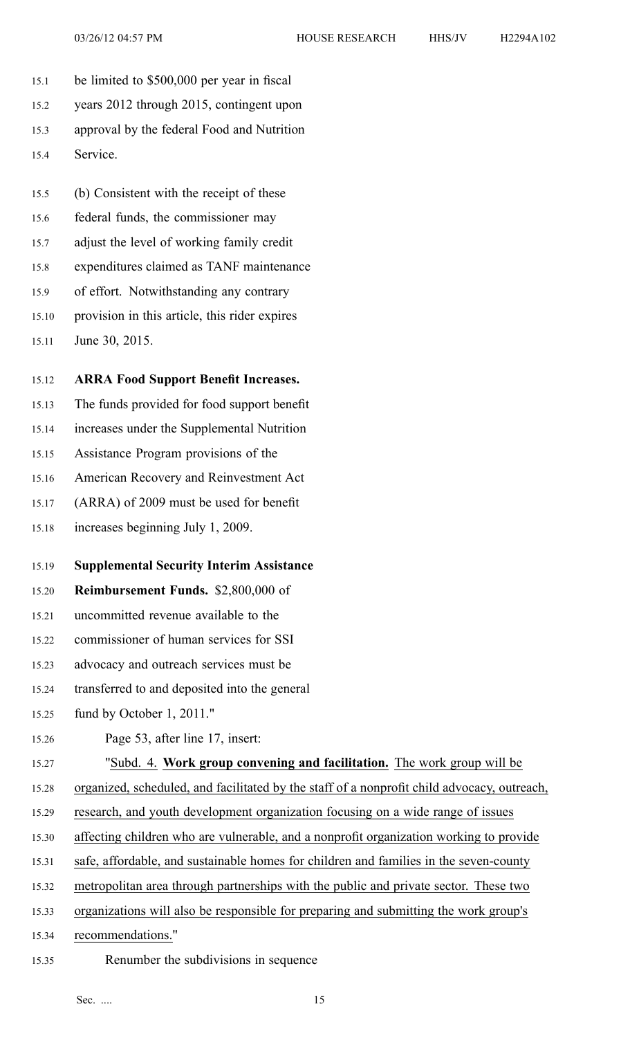be limited to $500,000 per year in fiscal years 2012 through 2015, contingent upon approval by the federal Food and Nutrition Service.

(b) Consistent with the receipt of these federal funds, the commissioner may adjust the level of working family credit expenditures claimed as TANF maintenance of effort. Notwithstanding any contrary provision in this article, this rider expires June 30, 2015.

**ARRA Food Support Benefit Increases.** The funds provided for food support benefit increases under the Supplemental Nutrition Assistance Program provisions of the American Recovery and Reinvestment Act (ARRA) of 2009 must be used for benefit increases beginning July 1, 2009.

**Supplemental Security Interim Assistance Reimbursement Funds.** $2,800,000 of uncommitted revenue available to the commissioner of human services for SSI advocacy and outreach services must be transferred to and deposited into the general fund by October 1, 2011."

Page 53, after line 17, insert:

"Subd. 4. **Work group convening and facilitation.** The work group will be organized, scheduled, and facilitated by the staff of a nonprofit child advocacy, outreach, research, and youth development organization focusing on a wide range of issues affecting children who are vulnerable, and a nonprofit organization working to provide safe, affordable, and sustainable homes for children and families in the seven-county metropolitan area through partnerships with the public and private sector. These two organizations will also be responsible for preparing and submitting the work group's recommendations."

Renumber the subdivisions in sequence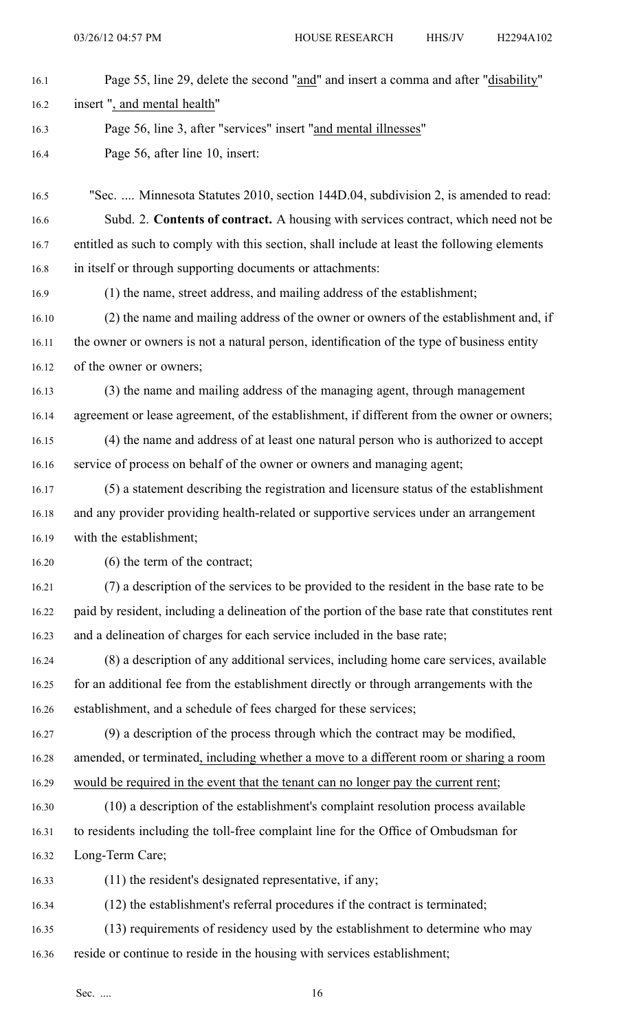Page 55, line 29, delete the second "and" and insert a comma and after "disability" insert ", and mental health"

Page 56, line 3, after "services" insert "and mental illnesses"

Page 56, after line 10, insert:

"Sec. .... Minnesota Statutes 2010, section 144D.04, subdivision 2, is amended to read:

Subd. 2. **Contents of contract.** A housing with services contract, which need not be entitled as such to comply with this section, shall include at least the following elements in itself or through supporting documents or attachments:

(1) the name, street address, and mailing address of the establishment;

(2) the name and mailing address of the owner or owners of the establishment and, if the owner or owners is not a natural person, identification of the type of business entity of the owner or owners;

(3) the name and mailing address of the managing agent, through management agreement or lease agreement, of the establishment, if different from the owner or owners;

(4) the name and address of at least one natural person who is authorized to accept service of process on behalf of the owner or owners and managing agent;

(5) a statement describing the registration and licensure status of the establishment and any provider providing health-related or supportive services under an arrangement with the establishment;

(6) the term of the contract;

(7) a description of the services to be provided to the resident in the base rate to be paid by resident, including a delineation of the portion of the base rate that constitutes rent and a delineation of charges for each service included in the base rate;

(8) a description of any additional services, including home care services, available for an additional fee from the establishment directly or through arrangements with the establishment, and a schedule of fees charged for these services;

(9) a description of the process through which the contract may be modified, amended, or terminated, including whether a move to a different room or sharing a room would be required in the event that the tenant can no longer pay the current rent;

(10) a description of the establishment's complaint resolution process available to residents including the toll-free complaint line for the Office of Ombudsman for Long-Term Care;

(11) the resident's designated representative, if any;

(12) the establishment's referral procedures if the contract is terminated;

(13) requirements of residency used by the establishment to determine who may reside or continue to reside in the housing with services establishment;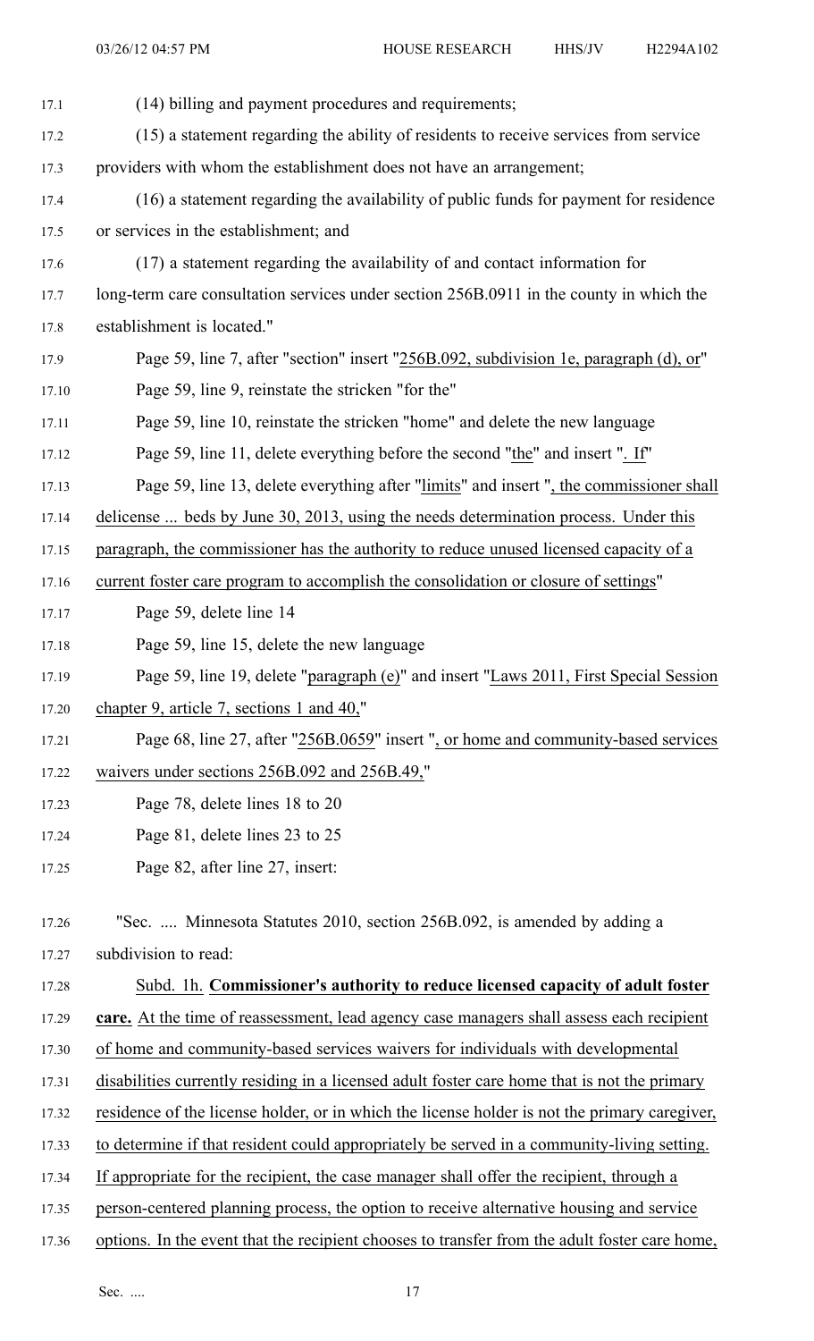(14) billing and payment procedures and requirements;

(15) a statement regarding the ability of residents to receive services from service providers with whom the establishment does not have an arrangement;

(16) a statement regarding the availability of public funds for payment for residence or services in the establishment; and

(17) a statement regarding the availability of and contact information for long-term care consultation services under section 256B.0911 in the county in which the establishment is located."

Page 59, line 7, after "section" insert "256B.092, subdivision 1e, paragraph (d), or"

Page 59, line 9, reinstate the stricken "for the"

Page 59, line 10, reinstate the stricken "home" and delete the new language

Page 59, line 11, delete everything before the second "the" and insert ". If"

Page 59, line 13, delete everything after "limits" and insert ", the commissioner shall delicense ... beds by June 30, 2013, using the needs determination process. Under this paragraph, the commissioner has the authority to reduce unused licensed capacity of a current foster care program to accomplish the consolidation or closure of settings"

Page 59, delete line 14

Page 59, line 15, delete the new language

Page 59, line 19, delete "paragraph (e)" and insert "Laws 2011, First Special Session chapter 9, article 7, sections 1 and 40,"

Page 68, line 27, after "256B.0659" insert ", or home and community-based services waivers under sections 256B.092 and 256B.49,"

Page 78, delete lines 18 to 20

Page 81, delete lines 23 to 25

Page 82, after line 27, insert:

"Sec. .... Minnesota Statutes 2010, section 256B.092, is amended by adding a subdivision to read:

Subd. 1h. **Commissioner's authority to reduce licensed capacity of adult foster care.** At the time of reassessment, lead agency case managers shall assess each recipient of home and community-based services waivers for individuals with developmental disabilities currently residing in a licensed adult foster care home that is not the primary residence of the license holder, or in which the license holder is not the primary caregiver, to determine if that resident could appropriately be served in a community-living setting. If appropriate for the recipient, the case manager shall offer the recipient, through a person-centered planning process, the option to receive alternative housing and service options. In the event that the recipient chooses to transfer from the adult foster care home,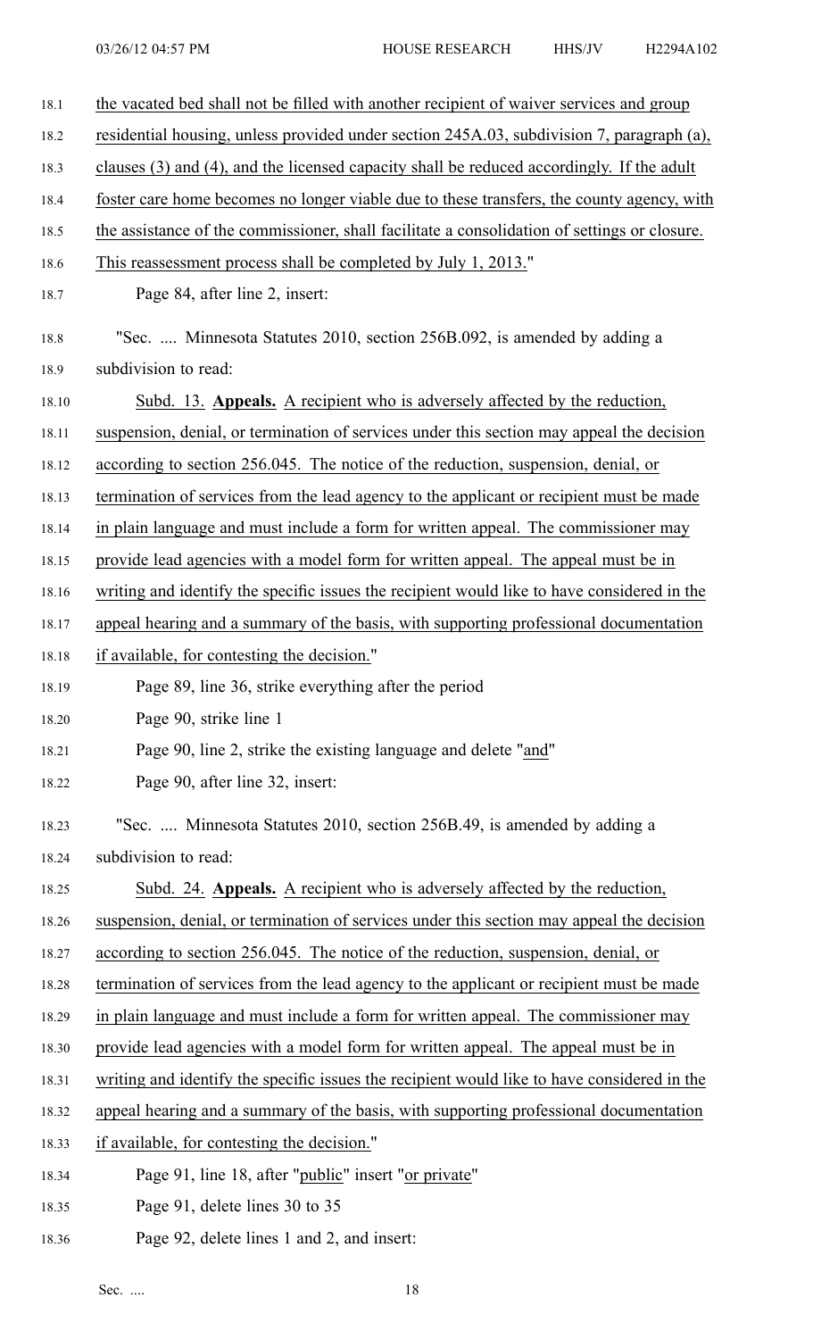the vacated bed shall not be filled with another recipient of waiver services and group residential housing, unless provided under section 245A.03, subdivision 7, paragraph (a), clauses (3) and (4), and the licensed capacity shall be reduced accordingly. If the adult foster care home becomes no longer viable due to these transfers, the county agency, with the assistance of the commissioner, shall facilitate a consolidation of settings or closure. This reassessment process shall be completed by July 1, 2013."

Page 84, after line 2, insert:

"Sec. .... Minnesota Statutes 2010, section 256B.092, is amended by adding a subdivision to read:

Subd. 13. **Appeals.** A recipient who is adversely affected by the reduction, suspension, denial, or termination of services under this section may appeal the decision according to section 256.045. The notice of the reduction, suspension, denial, or termination of services from the lead agency to the applicant or recipient must be made in plain language and must include a form for written appeal. The commissioner may provide lead agencies with a model form for written appeal. The appeal must be in writing and identify the specific issues the recipient would like to have considered in the appeal hearing and a summary of the basis, with supporting professional documentation if available, for contesting the decision."

Page 89, line 36, strike everything after the period

Page 90, strike line 1

Page 90, line 2, strike the existing language and delete "and"

Page 90, after line 32, insert:

"Sec. .... Minnesota Statutes 2010, section 256B.49, is amended by adding a subdivision to read:

Subd. 24. **Appeals.** A recipient who is adversely affected by the reduction, suspension, denial, or termination of services under this section may appeal the decision according to section 256.045. The notice of the reduction, suspension, denial, or termination of services from the lead agency to the applicant or recipient must be made in plain language and must include a form for written appeal. The commissioner may provide lead agencies with a model form for written appeal. The appeal must be in writing and identify the specific issues the recipient would like to have considered in the appeal hearing and a summary of the basis, with supporting professional documentation if available, for contesting the decision."

Page 91, line 18, after "public" insert "or private"

Page 91, delete lines 30 to 35

Page 92, delete lines 1 and 2, and insert: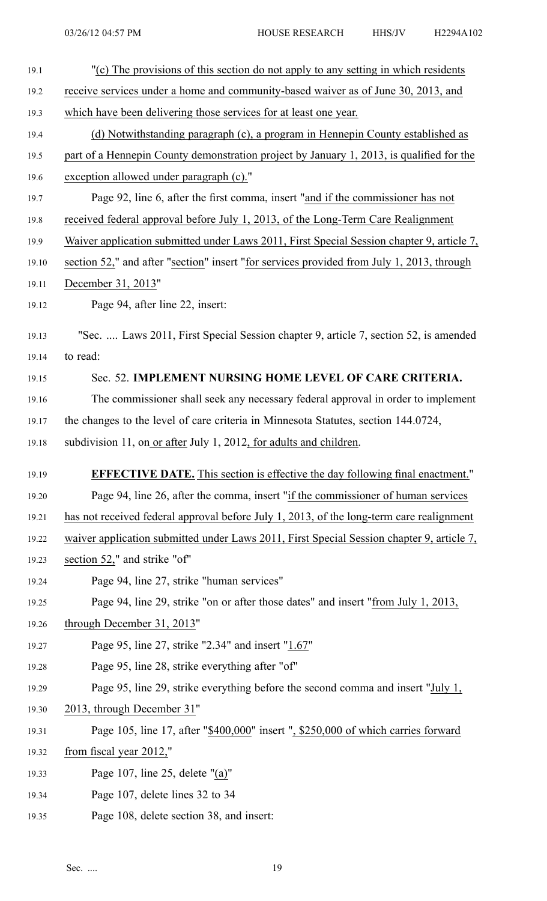"(c) The provisions of this section do not apply to any setting in which residents receive services under a home and community-based waiver as of June 30, 2013, and which have been delivering those services for at least one year.

(d) Notwithstanding paragraph (c), a program in Hennepin County established as part of a Hennepin County demonstration project by January 1, 2013, is qualified for the exception allowed under paragraph (c)."

Page 92, line 6, after the first comma, insert "and if the commissioner has not received federal approval before July 1, 2013, of the Long-Term Care Realignment Waiver application submitted under Laws 2011, First Special Session chapter 9, article 7, section 52," and after "section" insert "for services provided from July 1, 2013, through December 31, 2013"

Page 94, after line 22, insert:

"Sec. .... Laws 2011, First Special Session chapter 9, article 7, section 52, is amended to read:

Sec. 52. **IMPLEMENT NURSING HOME LEVEL OF CARE CRITERIA.**

The commissioner shall seek any necessary federal approval in order to implement the changes to the level of care criteria in Minnesota Statutes, section 144.0724, subdivision 11, on or after July 1, 2012, for adults and children.

**EFFECTIVE DATE.** This section is effective the day following final enactment."

Page 94, line 26, after the comma, insert "if the commissioner of human services has not received federal approval before July 1, 2013, of the long-term care realignment waiver application submitted under Laws 2011, First Special Session chapter 9, article 7, section 52," and strike "of"

Page 94, line 27, strike "human services"

Page 94, line 29, strike "on or after those dates" and insert "from July 1, 2013, through December 31, 2013"

Page 95, line 27, strike "2.34" and insert "1.67"

Page 95, line 28, strike everything after "of"

Page 95, line 29, strike everything before the second comma and insert "July 1, 2013, through December 31"

Page 105, line 17, after "$400,000" insert ", $250,000 of which carries forward from fiscal year 2012,"

Page 107, line 25, delete "(a)"

Page 107, delete lines 32 to 34

Page 108, delete section 38, and insert: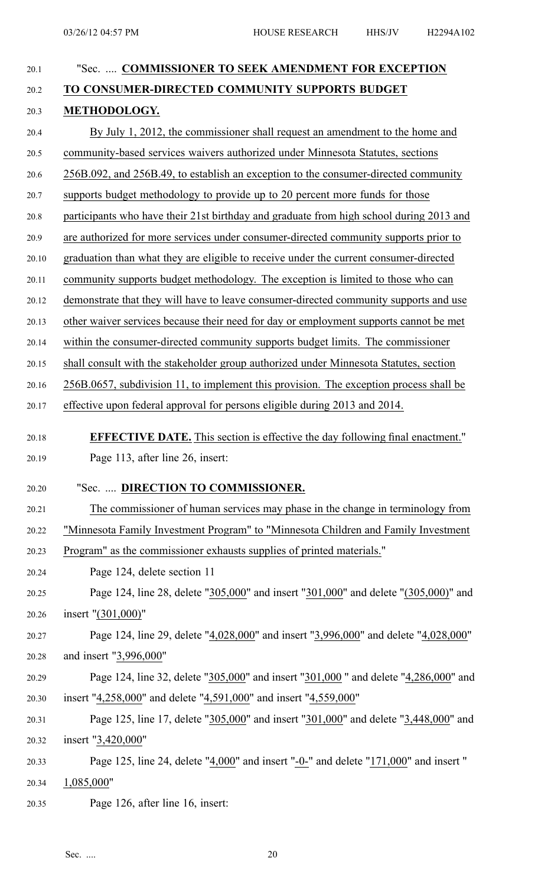"Sec. .... **COMMISSIONER TO SEEK AMENDMENT FOR EXCEPTION TO CONSUMER-DIRECTED COMMUNITY SUPPORTS BUDGET METHODOLOGY.**

By July 1, 2012, the commissioner shall request an amendment to the home and community-based services waivers authorized under Minnesota Statutes, sections 256B.092, and 256B.49, to establish an exception to the consumer-directed community supports budget methodology to provide up to 20 percent more funds for those participants who have their 21st birthday and graduate from high school during 2013 and are authorized for more services under consumer-directed community supports prior to graduation than what they are eligible to receive under the current consumer-directed community supports budget methodology. The exception is limited to those who can demonstrate that they will have to leave consumer-directed community supports and use other waiver services because their need for day or employment supports cannot be met within the consumer-directed community supports budget limits. The commissioner shall consult with the stakeholder group authorized under Minnesota Statutes, section 256B.0657, subdivision 11, to implement this provision. The exception process shall be effective upon federal approval for persons eligible during 2013 and 2014.

**EFFECTIVE DATE.** This section is effective the day following final enactment."

Page 113, after line 26, insert:

"Sec. .... **DIRECTION TO COMMISSIONER.**

The commissioner of human services may phase in the change in terminology from "Minnesota Family Investment Program" to "Minnesota Children and Family Investment Program" as the commissioner exhausts supplies of printed materials."

Page 124, delete section 11

Page 124, line 28, delete "305,000" and insert "301,000" and delete "(305,000)" and insert "(301,000)"

Page 124, line 29, delete "4,028,000" and insert "3,996,000" and delete "4,028,000" and insert "3,996,000"

Page 124, line 32, delete "305,000" and insert "301,000 " and delete "4,286,000" and insert "4,258,000" and delete "4,591,000" and insert "4,559,000"

Page 125, line 17, delete "305,000" and insert "301,000" and delete "3,448,000" and insert "3,420,000"

Page 125, line 24, delete "4,000" and insert "-0-" and delete "171,000" and insert " 1,085,000"

Page 126, after line 16, insert: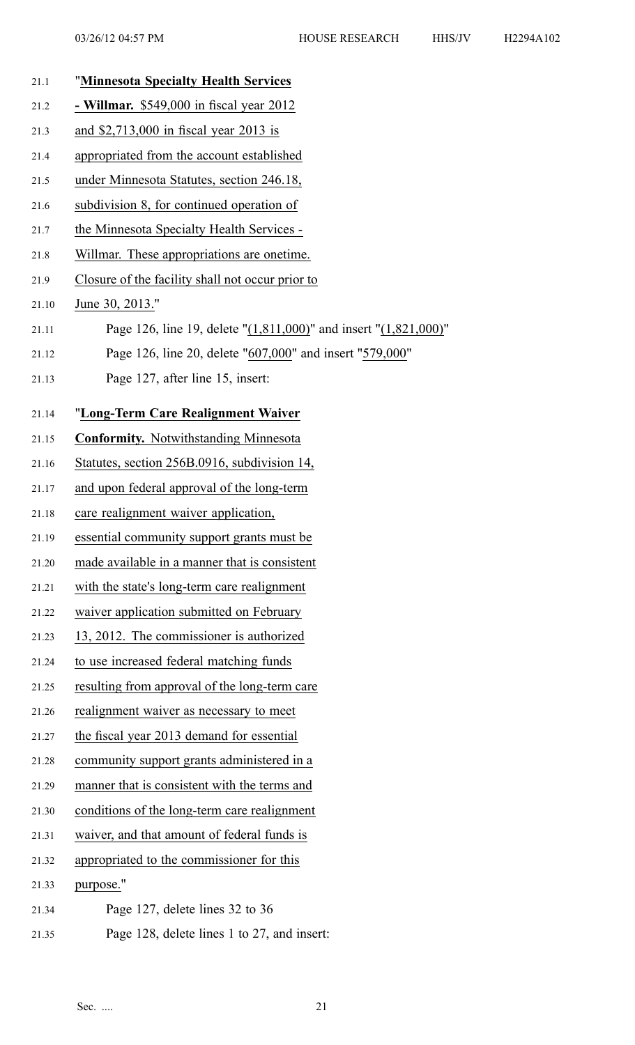"**Minnesota Specialty Health Services - Willmar.** $549,000 in fiscal year 2012 and $2,713,000 in fiscal year 2013 is appropriated from the account established under Minnesota Statutes, section 246.18, subdivision 8, for continued operation of the Minnesota Specialty Health Services - Willmar. These appropriations are onetime. Closure of the facility shall not occur prior to June 30, 2013."

Page 126, line 19, delete "(1,811,000)" and insert "(1,821,000)"

Page 126, line 20, delete "607,000" and insert "579,000"

Page 127, after line 15, insert:

"**Long-Term Care Realignment Waiver Conformity.** Notwithstanding Minnesota Statutes, section 256B.0916, subdivision 14, and upon federal approval of the long-term care realignment waiver application, essential community support grants must be made available in a manner that is consistent with the state's long-term care realignment waiver application submitted on February 13, 2012. The commissioner is authorized to use increased federal matching funds resulting from approval of the long-term care realignment waiver as necessary to meet the fiscal year 2013 demand for essential community support grants administered in a manner that is consistent with the terms and conditions of the long-term care realignment waiver, and that amount of federal funds is appropriated to the commissioner for this purpose."

Page 127, delete lines 32 to 36

Page 128, delete lines 1 to 27, and insert: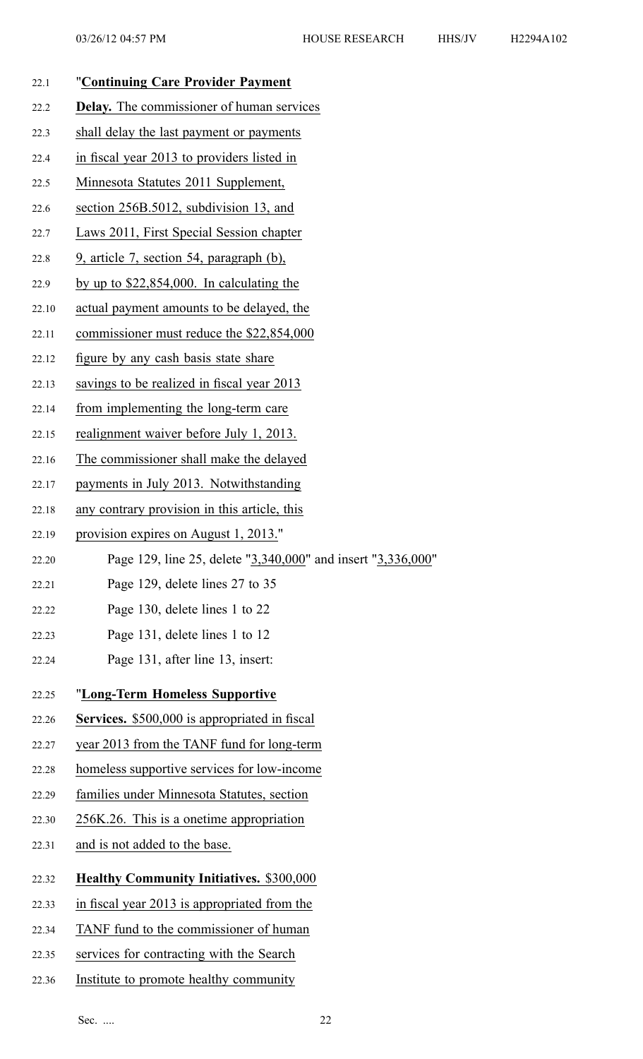"**Continuing Care Provider Payment Delay.** The commissioner of human services shall delay the last payment or payments in fiscal year 2013 to providers listed in Minnesota Statutes 2011 Supplement, section 256B.5012, subdivision 13, and Laws 2011, First Special Session chapter 9, article 7, section 54, paragraph (b), by up to $22,854,000. In calculating the actual payment amounts to be delayed, the commissioner must reduce the $22,854,000 figure by any cash basis state share savings to be realized in fiscal year 2013 from implementing the long-term care realignment waiver before July 1, 2013. The commissioner shall make the delayed payments in July 2013. Notwithstanding any contrary provision in this article, this provision expires on August 1, 2013."

Page 129, line 25, delete "3,340,000" and insert "3,336,000"

Page 129, delete lines 27 to 35

Page 130, delete lines 1 to 22

Page 131, delete lines 1 to 12

Page 131, after line 13, insert:

"**Long-Term Homeless Supportive Services.** $500,000 is appropriated in fiscal year 2013 from the TANF fund for long-term homeless supportive services for low-income families under Minnesota Statutes, section 256K.26. This is a onetime appropriation and is not added to the base.

**Healthy Community Initiatives.** $300,000 in fiscal year 2013 is appropriated from the TANF fund to the commissioner of human services for contracting with the Search Institute to promote healthy community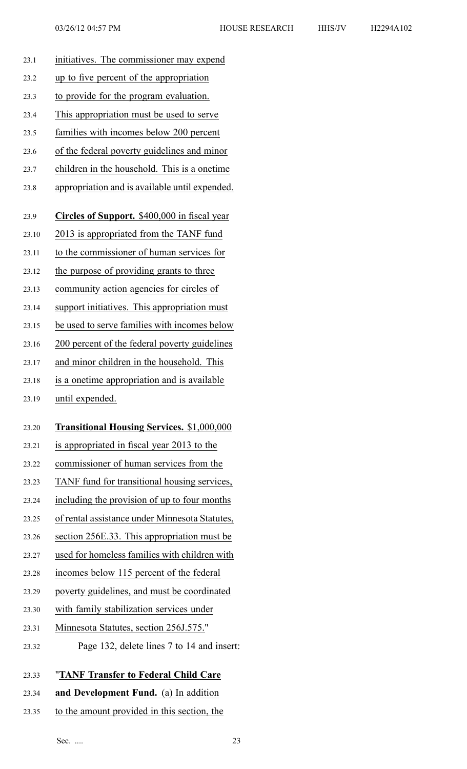initiatives. The commissioner may expend up to five percent of the appropriation to provide for the program evaluation. This appropriation must be used to serve families with incomes below 200 percent of the federal poverty guidelines and minor children in the household. This is a onetime appropriation and is available until expended.

**Circles of Support.** $400,000 in fiscal year 2013 is appropriated from the TANF fund to the commissioner of human services for the purpose of providing grants to three community action agencies for circles of support initiatives. This appropriation must be used to serve families with incomes below 200 percent of the federal poverty guidelines and minor children in the household. This is a onetime appropriation and is available until expended.

**Transitional Housing Services.** $1,000,000 is appropriated in fiscal year 2013 to the commissioner of human services from the TANF fund for transitional housing services, including the provision of up to four months of rental assistance under Minnesota Statutes, section 256E.33. This appropriation must be used for homeless families with children with incomes below 115 percent of the federal poverty guidelines, and must be coordinated with family stabilization services under Minnesota Statutes, section 256J.575."

Page 132, delete lines 7 to 14 and insert:

"**TANF Transfer to Federal Child Care and Development Fund.** (a) In addition to the amount provided in this section, the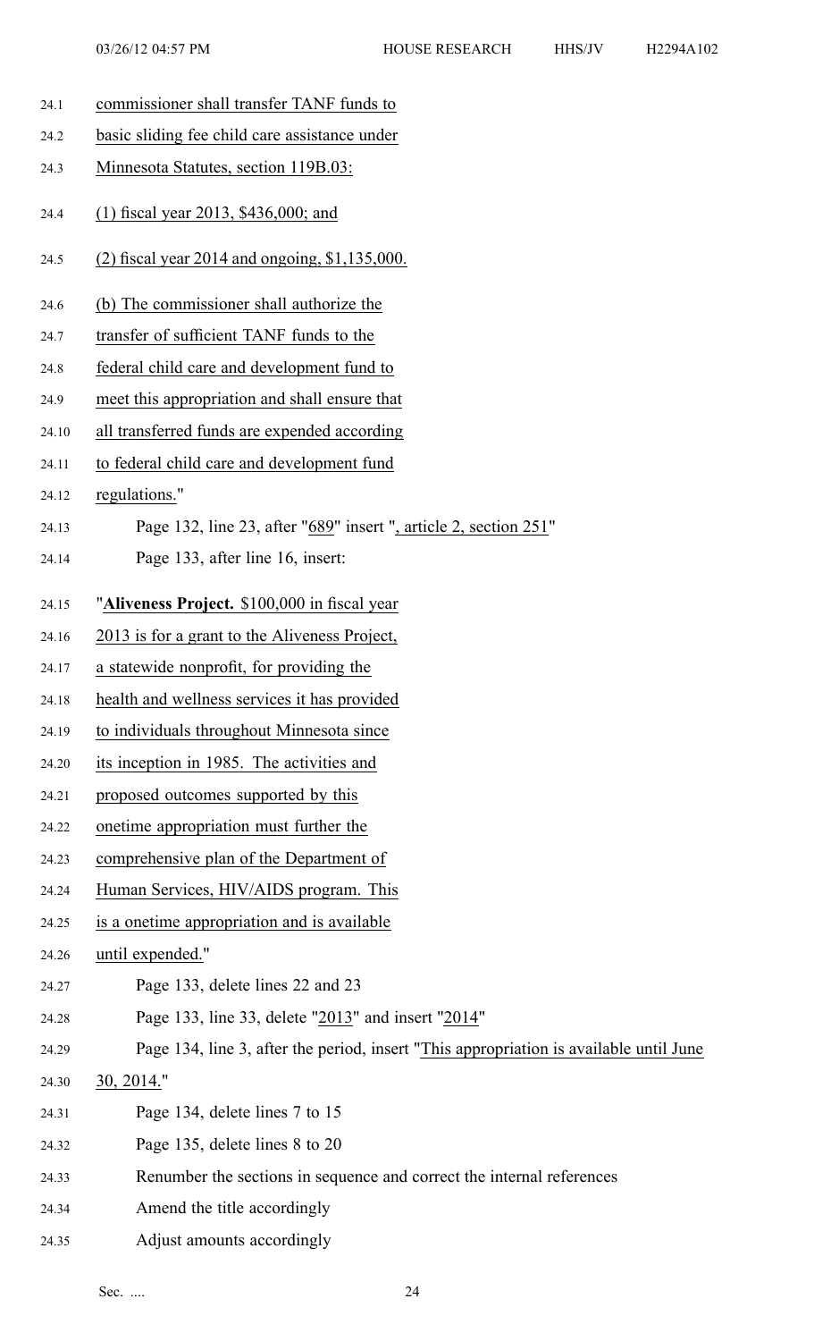commissioner shall transfer TANF funds to basic sliding fee child care assistance under Minnesota Statutes, section 119B.03:

(1) fiscal year 2013, $436,000; and

(2) fiscal year 2014 and ongoing, $1,135,000.

(b) The commissioner shall authorize the transfer of sufficient TANF funds to the federal child care and development fund to meet this appropriation and shall ensure that all transferred funds are expended according to federal child care and development fund regulations."

Page 132, line 23, after "689" insert ", article 2, section 251"

Page 133, after line 16, insert:

"**Aliveness Project.** $100,000 in fiscal year 2013 is for a grant to the Aliveness Project, a statewide nonprofit, for providing the health and wellness services it has provided to individuals throughout Minnesota since its inception in 1985. The activities and proposed outcomes supported by this onetime appropriation must further the comprehensive plan of the Department of Human Services, HIV/AIDS program. This is a onetime appropriation and is available until expended."

Page 133, delete lines 22 and 23

Page 133, line 33, delete "2013" and insert "2014"

Page 134, line 3, after the period, insert "This appropriation is available until June 30, 2014."

Page 134, delete lines 7 to 15

Page 135, delete lines 8 to 20

Renumber the sections in sequence and correct the internal references

Amend the title accordingly

Adjust amounts accordingly